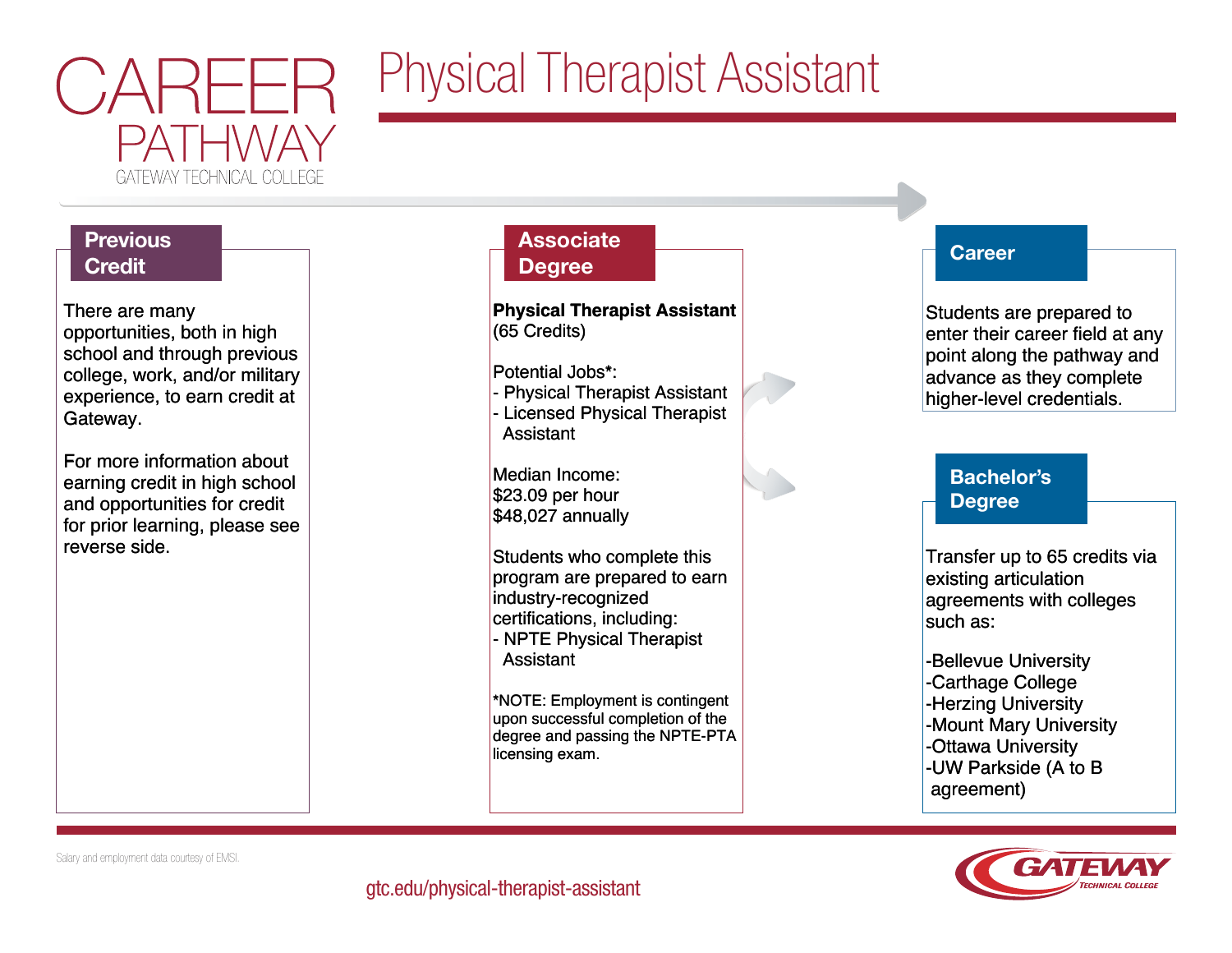# CAREER PATHWAY

GATEWAY TECHNICAL COLLEGE

# Physical Therapist Assistant

## Previous Credit

There are many opportunities, both in high school and through previous college, work, and/or military experience, to earn credit at Gateway.

For more information about earning credit in high school and opportunities for credit for prior learning, please see reverse side.

## Associate Degree

**Physical Therapist Assistant**
(65 Credits)

Potential Jobs*:
- Physical Therapist Assistant
- Licensed Physical Therapist Assistant

Median Income:
$23.09 per hour
$48,027 annually

Students who complete this program are prepared to earn industry-recognized certifications, including:
- NPTE Physical Therapist Assistant

*NOTE: Employment is contingent upon successful completion of the degree and passing the NPTE-PTA licensing exam.

## Career

Students are prepared to enter their career field at any point along the pathway and advance as they complete higher-level credentials.

## Bachelor's Degree

Transfer up to 65 credits via existing articulation agreements with colleges such as:

-Bellevue University
-Carthage College
-Herzing University
-Mount Mary University
-Ottawa University
-UW Parkside (A to B agreement)

Salary and employment data courtesy of EMSI.

gtc.edu/physical-therapist-assistant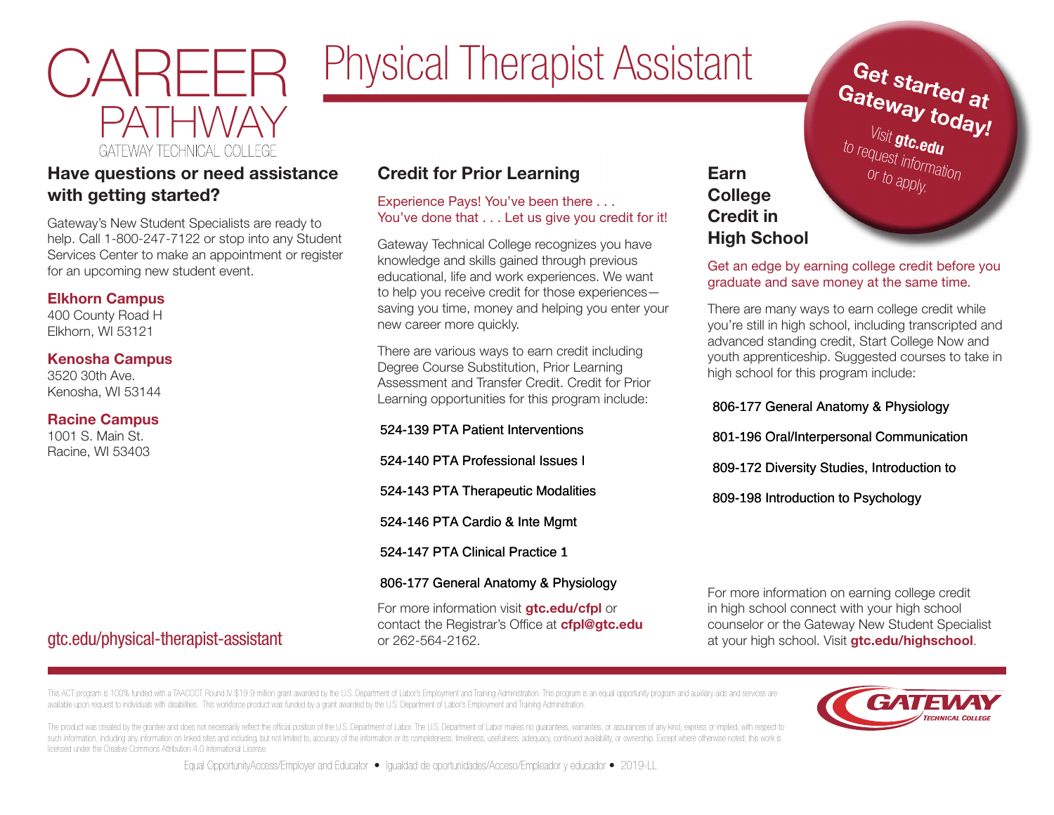# CAREER PATHWAY

GATEWAY TECHNICAL COLLEGE

# Physical Therapist Assistant

**Get started at Gateway today!**

Visit **gtc.edu** to request information or to apply.

## Have questions or need assistance with getting started?

Gateway's New Student Specialists are ready to help. Call 1-800-247-7122 or stop into any Student Services Center to make an appointment or register for an upcoming new student event.

**Elkhorn Campus**
400 County Road H
Elkhorn, WI 53121

**Kenosha Campus**
3520 30th Ave.
Kenosha, WI 53144

**Racine Campus**
1001 S. Main St.
Racine, WI 53403

gtc.edu/physical-therapist-assistant

## Credit for Prior Learning

Experience Pays! You've been there . . .
You've done that . . . Let us give you credit for it!

Gateway Technical College recognizes you have knowledge and skills gained through previous educational, life and work experiences. We want to help you receive credit for those experiences—saving you time, money and helping you enter your new career more quickly.

There are various ways to earn credit including Degree Course Substitution, Prior Learning Assessment and Transfer Credit. Credit for Prior Learning opportunities for this program include:

- 524-139 PTA Patient Interventions
- 524-140 PTA Professional Issues I
- 524-143 PTA Therapeutic Modalities
- 524-146 PTA Cardio & Inte Mgmt
- 524-147 PTA Clinical Practice 1
- 806-177 General Anatomy & Physiology

For more information visit **gtc.edu/cfpl** or contact the Registrar's Office at **cfpl@gtc.edu** or 262-564-2162.

## Earn College Credit in High School

Get an edge by earning college credit before you graduate and save money at the same time.

There are many ways to earn college credit while you're still in high school, including transcripted and advanced standing credit, Start College Now and youth apprenticeship. Suggested courses to take in high school for this program include:

- 806-177 General Anatomy & Physiology
- 801-196 Oral/Interpersonal Communication
- 809-172 Diversity Studies, Introduction to
- 809-198 Introduction to Psychology

For more information on earning college credit in high school connect with your high school counselor or the Gateway New Student Specialist at your high school. Visit **gtc.edu/highschool**.

This ACT program is 100% funded with a TAACCCT Round IV $19.9 million grant awarded by the U.S. Department of Labor's Employment and Training Administration. This program is an equal opportunity program and auxiliary aids and services are available upon request to individuals with disabilities. This workforce product was funded by a grant awarded by the U.S. Department of Labor's Employment and Training Administration.

The product was created by the grantee and does not necessarily reflect the official position of the U.S. Department of Labor. The U.S. Department of Labor makes no guarantees, warranties, or assurances of any kind, express or implied, with respect to such information, including any information on linked sites and including, but not limited to, accuracy of the information or its completeness, timeliness, usefulness, adequacy, continued availability, or ownership. Except where otherwise noted, this work is licensed under the Creative Commons Attribution 4.0 International License.

GATEWAY TECHNICAL COLLEGE

Equal OpportunityAccess/Employer and Educator • Igualdad de oportunidades/Acceso/Empleador y educador • 2019-LL